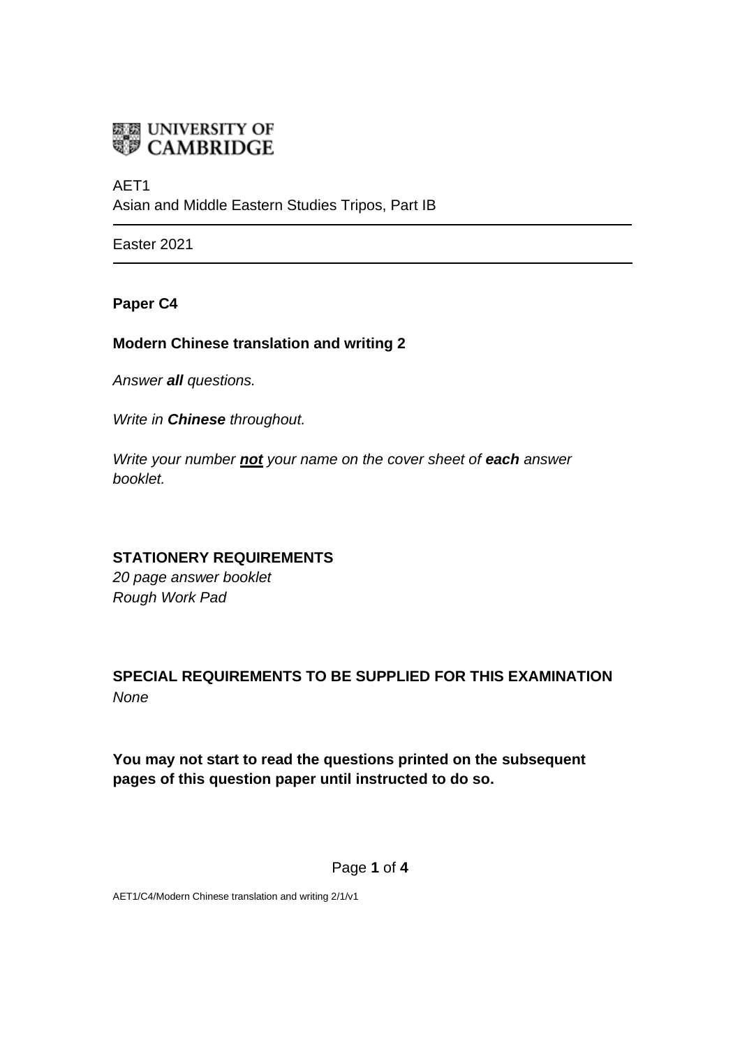UNIVERSITY OF CAMBRIDGE

AET1
Asian and Middle Eastern Studies Tripos, Part IB

---

Easter 2021

---

**Paper C4**

**Modern Chinese translation and writing 2**

*Answer **all** questions.*

*Write in **Chinese** throughout.*

*Write your number **not** your name on the cover sheet of **each** answer booklet.*

**STATIONERY REQUIREMENTS**
*20 page answer booklet*
*Rough Work Pad*

**SPECIAL REQUIREMENTS TO BE SUPPLIED FOR THIS EXAMINATION**
*None*

**You may not start to read the questions printed on the subsequent pages of this question paper until instructed to do so.**

AET1/C4/Modern Chinese translation and writing 2/1/v1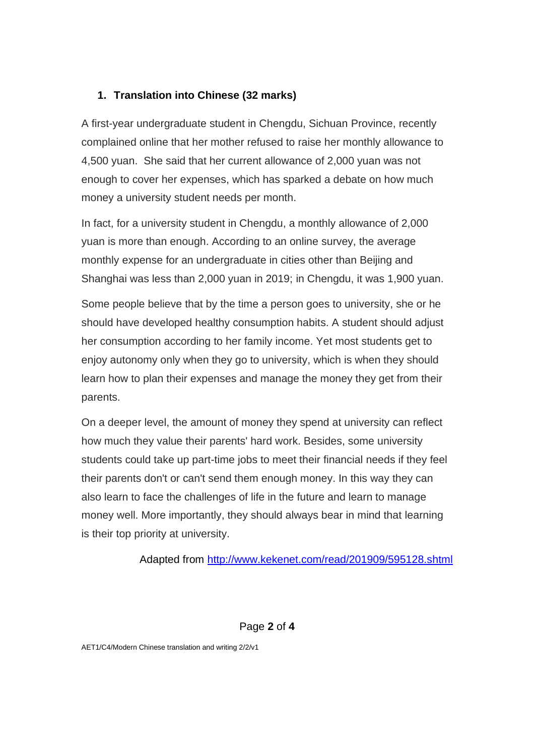## 1. Translation into Chinese (32 marks)

A first-year undergraduate student in Chengdu, Sichuan Province, recently complained online that her mother refused to raise her monthly allowance to 4,500 yuan. She said that her current allowance of 2,000 yuan was not enough to cover her expenses, which has sparked a debate on how much money a university student needs per month.

In fact, for a university student in Chengdu, a monthly allowance of 2,000 yuan is more than enough. According to an online survey, the average monthly expense for an undergraduate in cities other than Beijing and Shanghai was less than 2,000 yuan in 2019; in Chengdu, it was 1,900 yuan.

Some people believe that by the time a person goes to university, she or he should have developed healthy consumption habits. A student should adjust her consumption according to her family income. Yet most students get to enjoy autonomy only when they go to university, which is when they should learn how to plan their expenses and manage the money they get from their parents.

On a deeper level, the amount of money they spend at university can reflect how much they value their parents' hard work. Besides, some university students could take up part-time jobs to meet their financial needs if they feel their parents don't or can't send them enough money. In this way they can also learn to face the challenges of life in the future and learn to manage money well. More importantly, they should always bear in mind that learning is their top priority at university.

Adapted from [http://www.kekenet.com/read/201909/595128.shtml](http://www.kekenet.com/read/201909/595128.shtml)

AET1/C4/Modern Chinese translation and writing 2/2/v1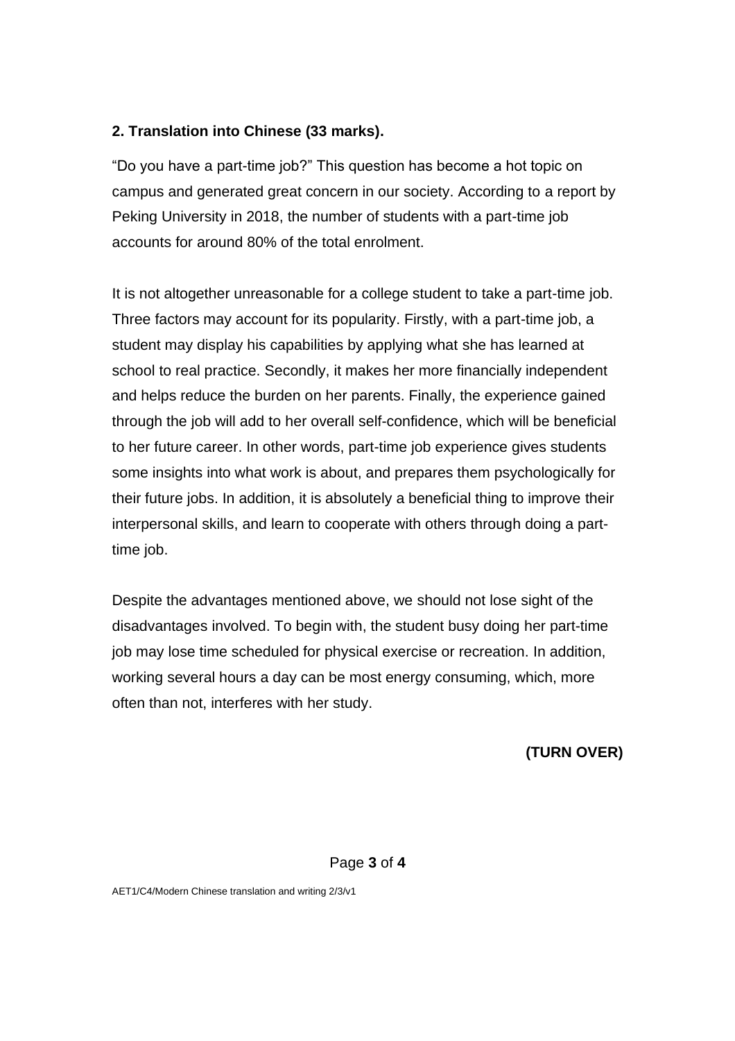**2. Translation into Chinese (33 marks).**

"Do you have a part-time job?" This question has become a hot topic on campus and generated great concern in our society. According to a report by Peking University in 2018, the number of students with a part-time job accounts for around 80% of the total enrolment.

It is not altogether unreasonable for a college student to take a part-time job. Three factors may account for its popularity. Firstly, with a part-time job, a student may display his capabilities by applying what she has learned at school to real practice. Secondly, it makes her more financially independent and helps reduce the burden on her parents. Finally, the experience gained through the job will add to her overall self-confidence, which will be beneficial to her future career. In other words, part-time job experience gives students some insights into what work is about, and prepares them psychologically for their future jobs. In addition, it is absolutely a beneficial thing to improve their interpersonal skills, and learn to cooperate with others through doing a part-time job.

Despite the advantages mentioned above, we should not lose sight of the disadvantages involved. To begin with, the student busy doing her part-time job may lose time scheduled for physical exercise or recreation. In addition, working several hours a day can be most energy consuming, which, more often than not, interferes with her study.

**(TURN OVER)**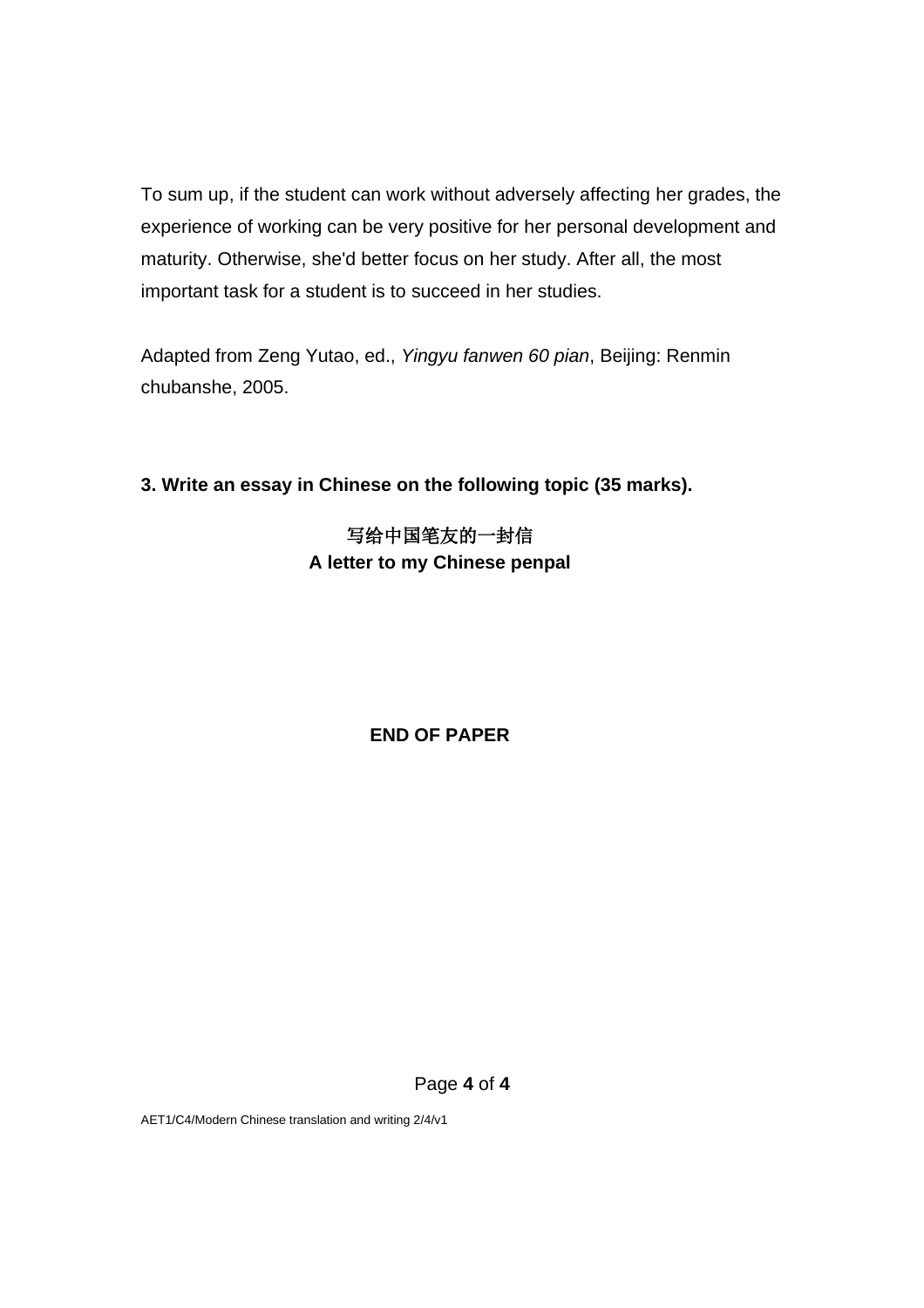To sum up, if the student can work without adversely affecting her grades, the experience of working can be very positive for her personal development and maturity. Otherwise, she'd better focus on her study. After all, the most important task for a student is to succeed in her studies.

Adapted from Zeng Yutao, ed., *Yingyu fanwen 60 pian*, Beijing: Renmin chubanshe, 2005.

**3. Write an essay in Chinese on the following topic (35 marks).**

**写给中国笔友的一封信**
**A letter to my Chinese penpal**

**END OF PAPER**